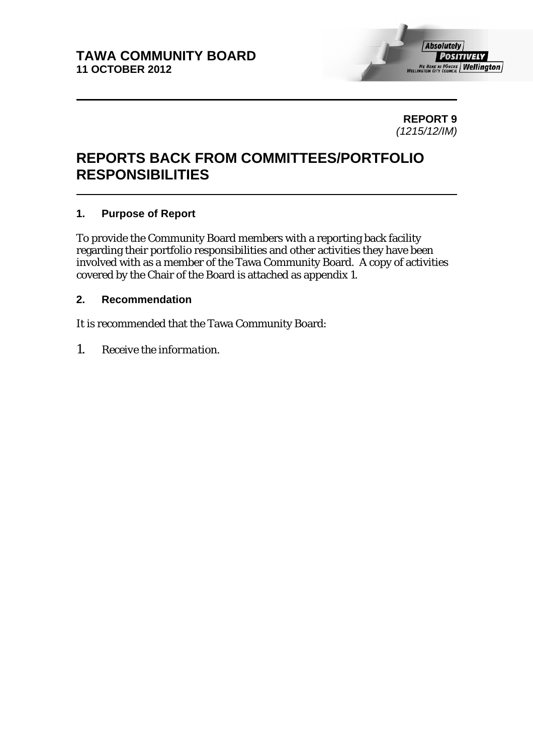**TAWA COMMUNITY BOARD**
**11 OCTOBER 2012**

**REPORT 9**
*(1215/12/IM)*

# REPORTS BACK FROM COMMITTEES/PORTFOLIO RESPONSIBILITIES

## 1. Purpose of Report

To provide the Community Board members with a reporting back facility regarding their portfolio responsibilities and other activities they have been involved with as a member of the Tawa Community Board. A copy of activities covered by the Chair of the Board is attached as appendix 1.

## 2. Recommendation

It is recommended that the Tawa Community Board:

1. *Receive the information.*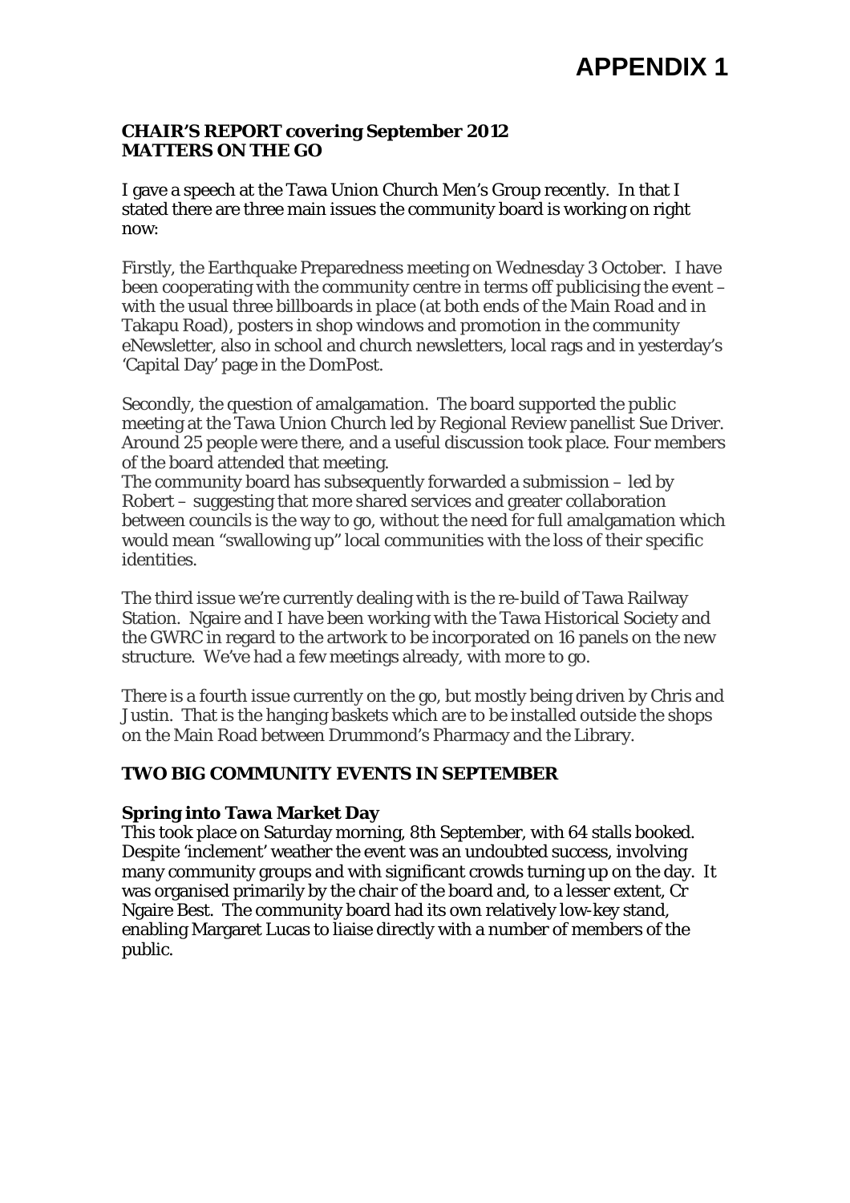# APPENDIX 1

**CHAIR'S REPORT covering September 2012**
**MATTERS ON THE GO**

I gave a speech at the Tawa Union Church Men's Group recently. In that I stated there are three main issues the community board is working on right now:

Firstly, the Earthquake Preparedness meeting on Wednesday 3 October. I have been cooperating with the community centre in terms off publicising the event – with the usual three billboards in place (at both ends of the Main Road and in Takapu Road), posters in shop windows and promotion in the community eNewsletter, also in school and church newsletters, local rags and in yesterday's 'Capital Day' page in the DomPost.

Secondly, the question of amalgamation. The board supported the public meeting at the Tawa Union Church led by Regional Review panellist Sue Driver. Around 25 people were there, and a useful discussion took place. Four members of the board attended that meeting.
The community board has subsequently forwarded a submission – led by Robert – suggesting that more shared services and greater collaboration between councils is the way to go, without the need for full amalgamation which would mean "swallowing up" local communities with the loss of their specific identities.

The third issue we're currently dealing with is the re-build of Tawa Railway Station. Ngaire and I have been working with the Tawa Historical Society and the GWRC in regard to the artwork to be incorporated on 16 panels on the new structure. We've had a few meetings already, with more to go.

There is a fourth issue currently on the go, but mostly being driven by Chris and Justin. That is the hanging baskets which are to be installed outside the shops on the Main Road between Drummond's Pharmacy and the Library.

## TWO BIG COMMUNITY EVENTS IN SEPTEMBER

### Spring into Tawa Market Day

This took place on Saturday morning, 8th September, with 64 stalls booked. Despite 'inclement' weather the event was an undoubted success, involving many community groups and with significant crowds turning up on the day. It was organised primarily by the chair of the board and, to a lesser extent, Cr Ngaire Best. The community board had its own relatively low-key stand, enabling Margaret Lucas to liaise directly with a number of members of the public.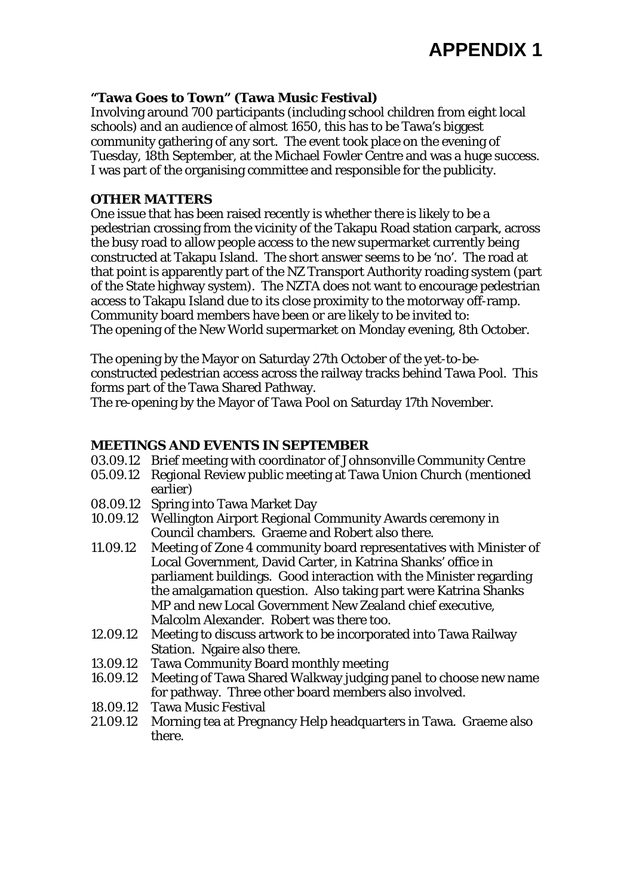# APPENDIX 1

**"Tawa Goes to Town" (Tawa Music Festival)**
Involving around 700 participants (including school children from eight local schools) and an audience of almost 1650, this has to be Tawa's biggest community gathering of any sort. The event took place on the evening of Tuesday, 18th September, at the Michael Fowler Centre and was a huge success. I was part of the organising committee and responsible for the publicity.

**OTHER MATTERS**
One issue that has been raised recently is whether there is likely to be a pedestrian crossing from the vicinity of the Takapu Road station carpark, across the busy road to allow people access to the new supermarket currently being constructed at Takapu Island. The short answer seems to be 'no'. The road at that point is apparently part of the NZ Transport Authority roading system (part of the State highway system). The NZTA does not want to encourage pedestrian access to Takapu Island due to its close proximity to the motorway off-ramp.
Community board members have been or are likely to be invited to:
The opening of the New World supermarket on Monday evening, 8th October.

The opening by the Mayor on Saturday 27th October of the yet-to-be-constructed pedestrian access across the railway tracks behind Tawa Pool. This forms part of the Tawa Shared Pathway.
The re-opening by the Mayor of Tawa Pool on Saturday 17th November.

**MEETINGS AND EVENTS IN SEPTEMBER**

- 03.09.12 Brief meeting with coordinator of Johnsonville Community Centre
- 05.09.12 Regional Review public meeting at Tawa Union Church (mentioned earlier)
- 08.09.12 Spring into Tawa Market Day
- 10.09.12 Wellington Airport Regional Community Awards ceremony in Council chambers. Graeme and Robert also there.
- 11.09.12 Meeting of Zone 4 community board representatives with Minister of Local Government, David Carter, in Katrina Shanks' office in parliament buildings. Good interaction with the Minister regarding the amalgamation question. Also taking part were Katrina Shanks MP and new Local Government New Zealand chief executive, Malcolm Alexander. Robert was there too.
- 12.09.12 Meeting to discuss artwork to be incorporated into Tawa Railway Station. Ngaire also there.
- 13.09.12 Tawa Community Board monthly meeting
- 16.09.12 Meeting of Tawa Shared Walkway judging panel to choose new name for pathway. Three other board members also involved.
- 18.09.12 Tawa Music Festival
- 21.09.12 Morning tea at Pregnancy Help headquarters in Tawa. Graeme also there.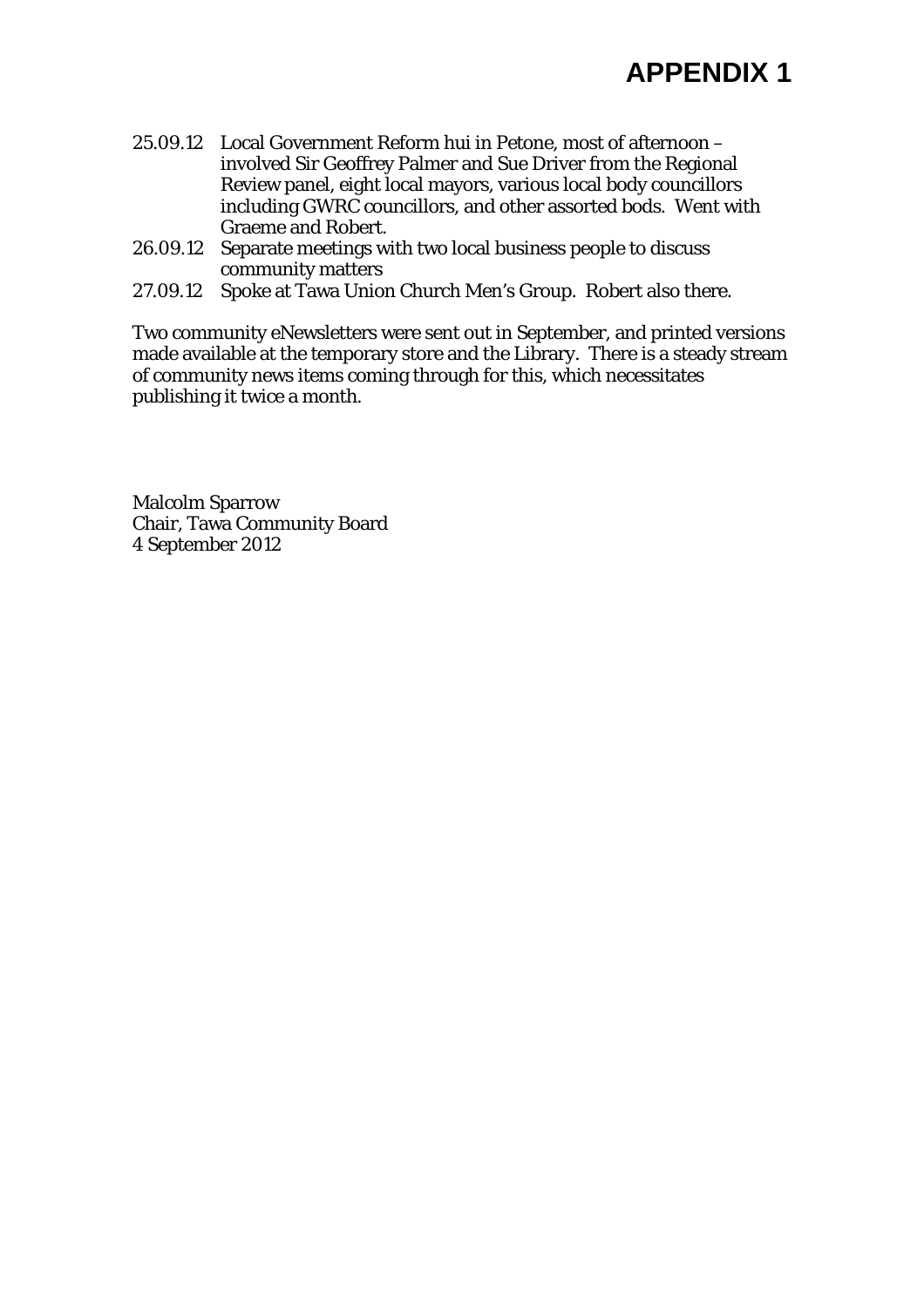# APPENDIX 1

25.09.12 Local Government Reform hui in Petone, most of afternoon – involved Sir Geoffrey Palmer and Sue Driver from the Regional Review panel, eight local mayors, various local body councillors including GWRC councillors, and other assorted bods. Went with Graeme and Robert.

26.09.12 Separate meetings with two local business people to discuss community matters

27.09.12 Spoke at Tawa Union Church Men's Group. Robert also there.

Two community eNewsletters were sent out in September, and printed versions made available at the temporary store and the Library. There is a steady stream of community news items coming through for this, which necessitates publishing it twice a month.

Malcolm Sparrow
Chair, Tawa Community Board
4 September 2012